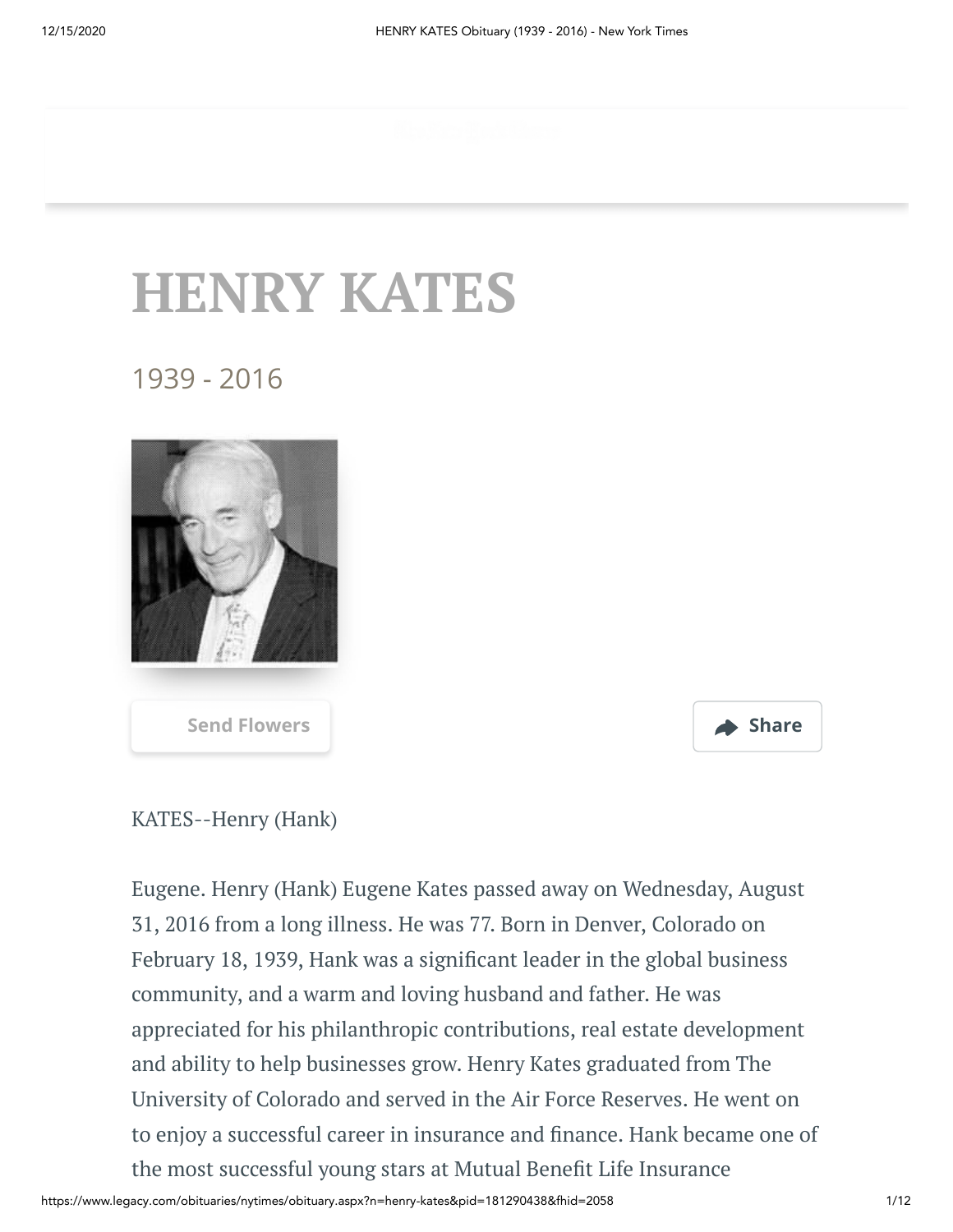# HENRY KATES

1939 - 2016

Send Flowers

Share

KATES--Henry (Hank)

Eugene. Henry (Hank) Eugene Kates passed away on Wednesday, August 31, 2016 from a long illness. He was 77. Born in Denver, Colorado on February 18, 1939, Hank was a significant leader in the global business community, and a warm and loving husband and father. He was appreciated for his philanthropic contributions, real estate development and ability to help businesses grow. Henry Kates graduated from The University of Colorado and served in the Air Force Reserves. He went on to enjoy a successful career in insurance and finance. Hank became one of the most successful young stars at Mutual Benefit Life Insurance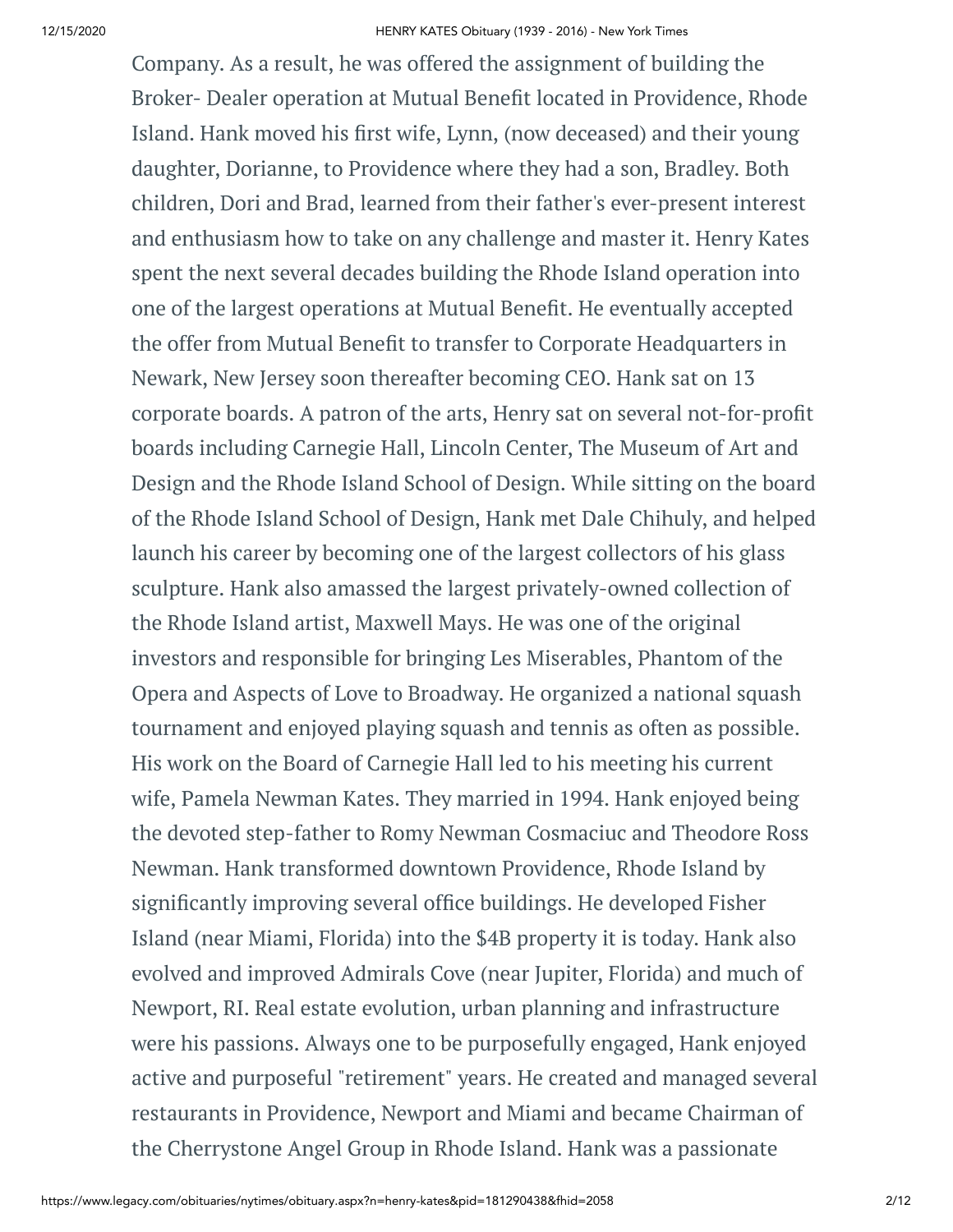Company. As a result, he was offered the assignment of building the Broker- Dealer operation at Mutual Benefit located in Providence, Rhode Island. Hank moved his first wife, Lynn, (now deceased) and their young daughter, Dorianne, to Providence where they had a son, Bradley. Both children, Dori and Brad, learned from their father's ever-present interest and enthusiasm how to take on any challenge and master it. Henry Kates spent the next several decades building the Rhode Island operation into one of the largest operations at Mutual Benefit. He eventually accepted the offer from Mutual Benefit to transfer to Corporate Headquarters in Newark, New Jersey soon thereafter becoming CEO. Hank sat on 13 corporate boards. A patron of the arts, Henry sat on several not-for-profit boards including Carnegie Hall, Lincoln Center, The Museum of Art and Design and the Rhode Island School of Design. While sitting on the board of the Rhode Island School of Design, Hank met Dale Chihuly, and helped launch his career by becoming one of the largest collectors of his glass sculpture. Hank also amassed the largest privately-owned collection of the Rhode Island artist, Maxwell Mays. He was one of the original investors and responsible for bringing Les Miserables, Phantom of the Opera and Aspects of Love to Broadway. He organized a national squash tournament and enjoyed playing squash and tennis as often as possible. His work on the Board of Carnegie Hall led to his meeting his current wife, Pamela Newman Kates. They married in 1994. Hank enjoyed being the devoted step-father to Romy Newman Cosmaciuc and Theodore Ross Newman. Hank transformed downtown Providence, Rhode Island by significantly improving several office buildings. He developed Fisher Island (near Miami, Florida) into the $4B property it is today. Hank also evolved and improved Admirals Cove (near Jupiter, Florida) and much of Newport, RI. Real estate evolution, urban planning and infrastructure were his passions. Always one to be purposefully engaged, Hank enjoyed active and purposeful "retirement" years. He created and managed several restaurants in Providence, Newport and Miami and became Chairman of the Cherrystone Angel Group in Rhode Island. Hank was a passionate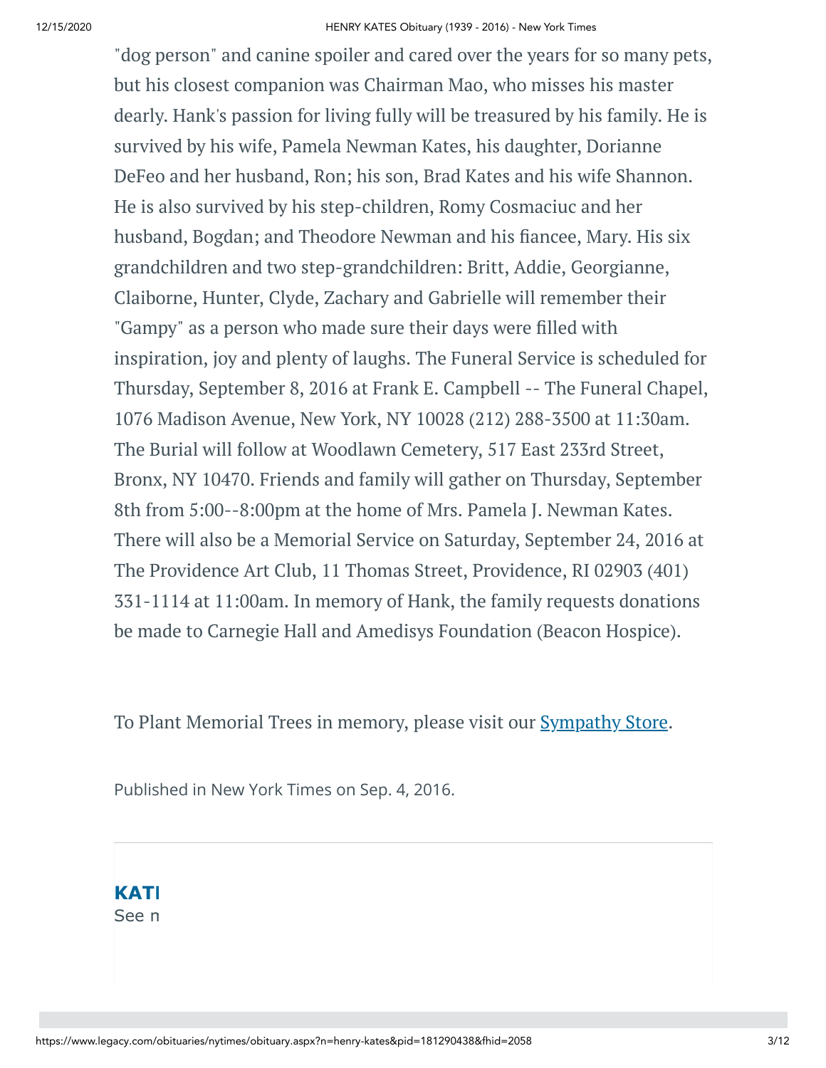"dog person" and canine spoiler and cared over the years for so many pets, but his closest companion was Chairman Mao, who misses his master dearly. Hank's passion for living fully will be treasured by his family. He is survived by his wife, Pamela Newman Kates, his daughter, Dorianne DeFeo and her husband, Ron; his son, Brad Kates and his wife Shannon. He is also survived by his step-children, Romy Cosmaciuc and her husband, Bogdan; and Theodore Newman and his fiancee, Mary. His six grandchildren and two step-grandchildren: Britt, Addie, Georgianne, Claiborne, Hunter, Clyde, Zachary and Gabrielle will remember their "Gampy" as a person who made sure their days were filled with inspiration, joy and plenty of laughs. The Funeral Service is scheduled for Thursday, September 8, 2016 at Frank E. Campbell -- The Funeral Chapel, 1076 Madison Avenue, New York, NY 10028 (212) 288-3500 at 11:30am. The Burial will follow at Woodlawn Cemetery, 517 East 233rd Street, Bronx, NY 10470. Friends and family will gather on Thursday, September 8th from 5:00--8:00pm at the home of Mrs. Pamela J. Newman Kates. There will also be a Memorial Service on Saturday, September 24, 2016 at The Providence Art Club, 11 Thomas Street, Providence, RI 02903 (401) 331-1114 at 11:00am. In memory of Hank, the family requests donations be made to Carnegie Hall and Amedisys Foundation (Beacon Hospice).

To Plant Memorial Trees in memory, please visit our Sympathy Store.

Published in New York Times on Sep. 4, 2016.

**KATI**

See n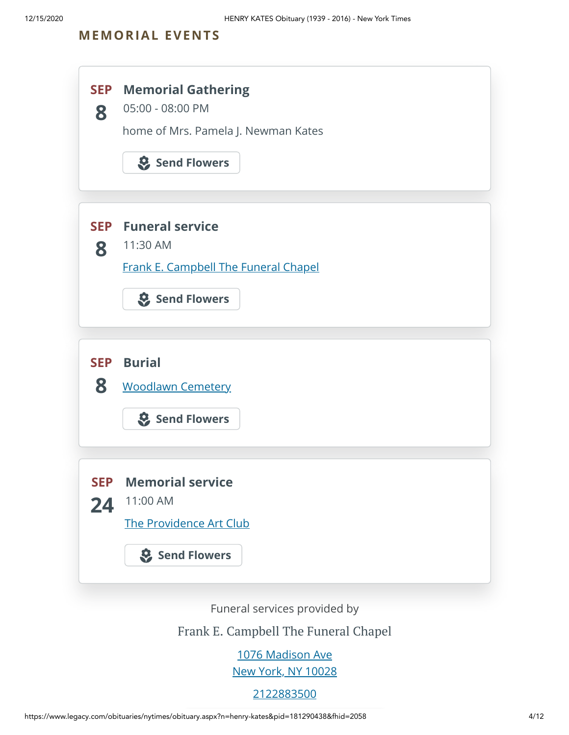## MEMORIAL EVENTS

**SEP 8**

### Memorial Gathering

05:00 - 08:00 PM

home of Mrs. Pamela J. Newman Kates

Send Flowers

**SEP 8**

### Funeral service

11:30 AM

Frank E. Campbell The Funeral Chapel

Send Flowers

**SEP 8**

### Burial

Woodlawn Cemetery

Send Flowers

**SEP 24**

### Memorial service

11:00 AM

The Providence Art Club

Send Flowers

Funeral services provided by

Frank E. Campbell The Funeral Chapel

1076 Madison Ave
New York, NY 10028

2122883500